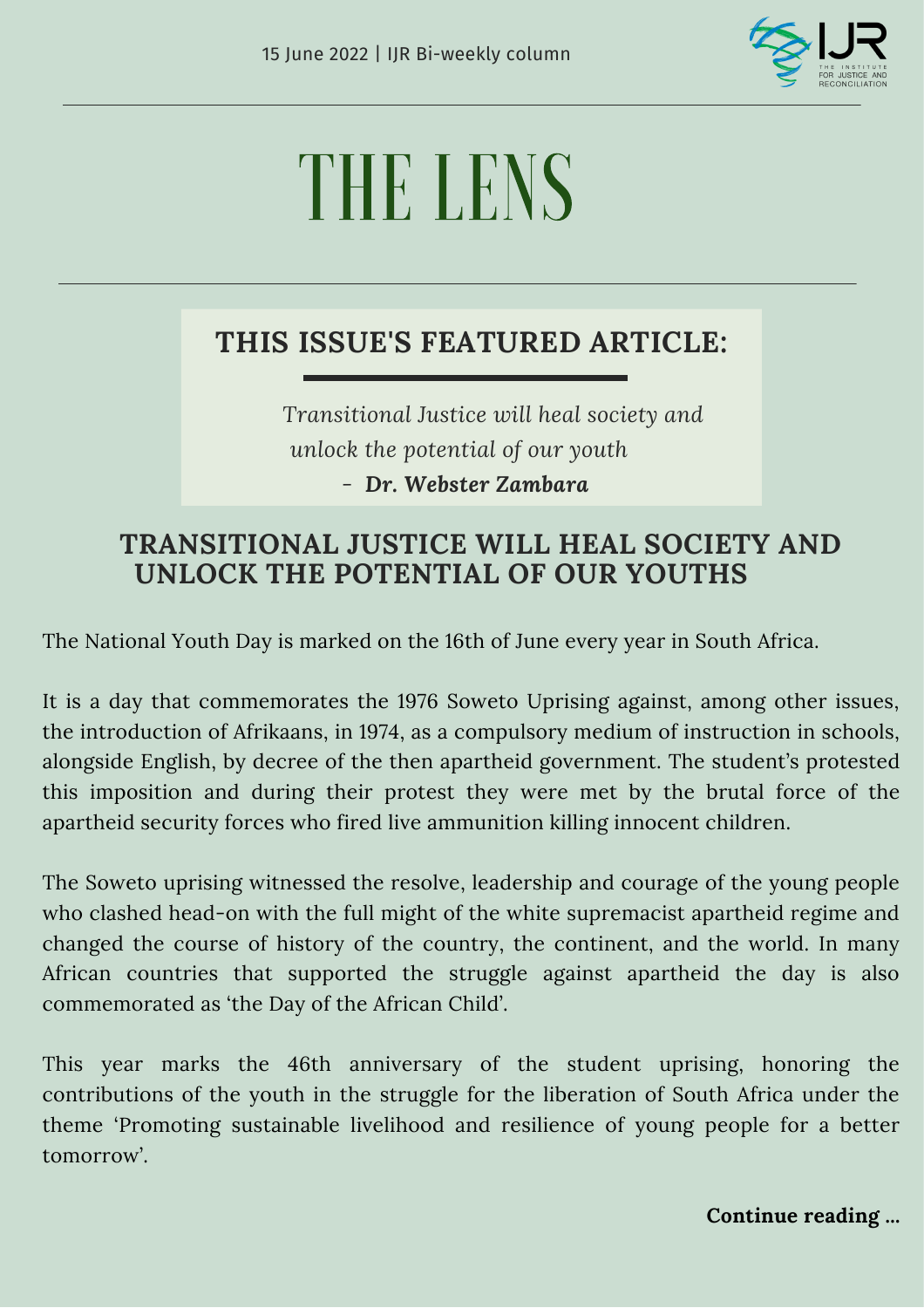15 June 2022 | IJR Bi-weekly column

# THE LENS

## THIS ISSUE'S FEATURED ARTICLE:

*Transitional Justice will heal society and unlock the potential of our youth*
– ***Dr. Webster Zambara***

## TRANSITIONAL JUSTICE WILL HEAL SOCIETY AND UNLOCK THE POTENTIAL OF OUR YOUTHS

The National Youth Day is marked on the 16th of June every year in South Africa.

It is a day that commemorates the 1976 Soweto Uprising against, among other issues, the introduction of Afrikaans, in 1974, as a compulsory medium of instruction in schools, alongside English, by decree of the then apartheid government. The student's protested this imposition and during their protest they were met by the brutal force of the apartheid security forces who fired live ammunition killing innocent children.

The Soweto uprising witnessed the resolve, leadership and courage of the young people who clashed head-on with the full might of the white supremacist apartheid regime and changed the course of history of the country, the continent, and the world. In many African countries that supported the struggle against apartheid the day is also commemorated as 'the Day of the African Child'.

This year marks the 46th anniversary of the student uprising, honoring the contributions of the youth in the struggle for the liberation of South Africa under the theme 'Promoting sustainable livelihood and resilience of young people for a better tomorrow'.

**Continue reading ...**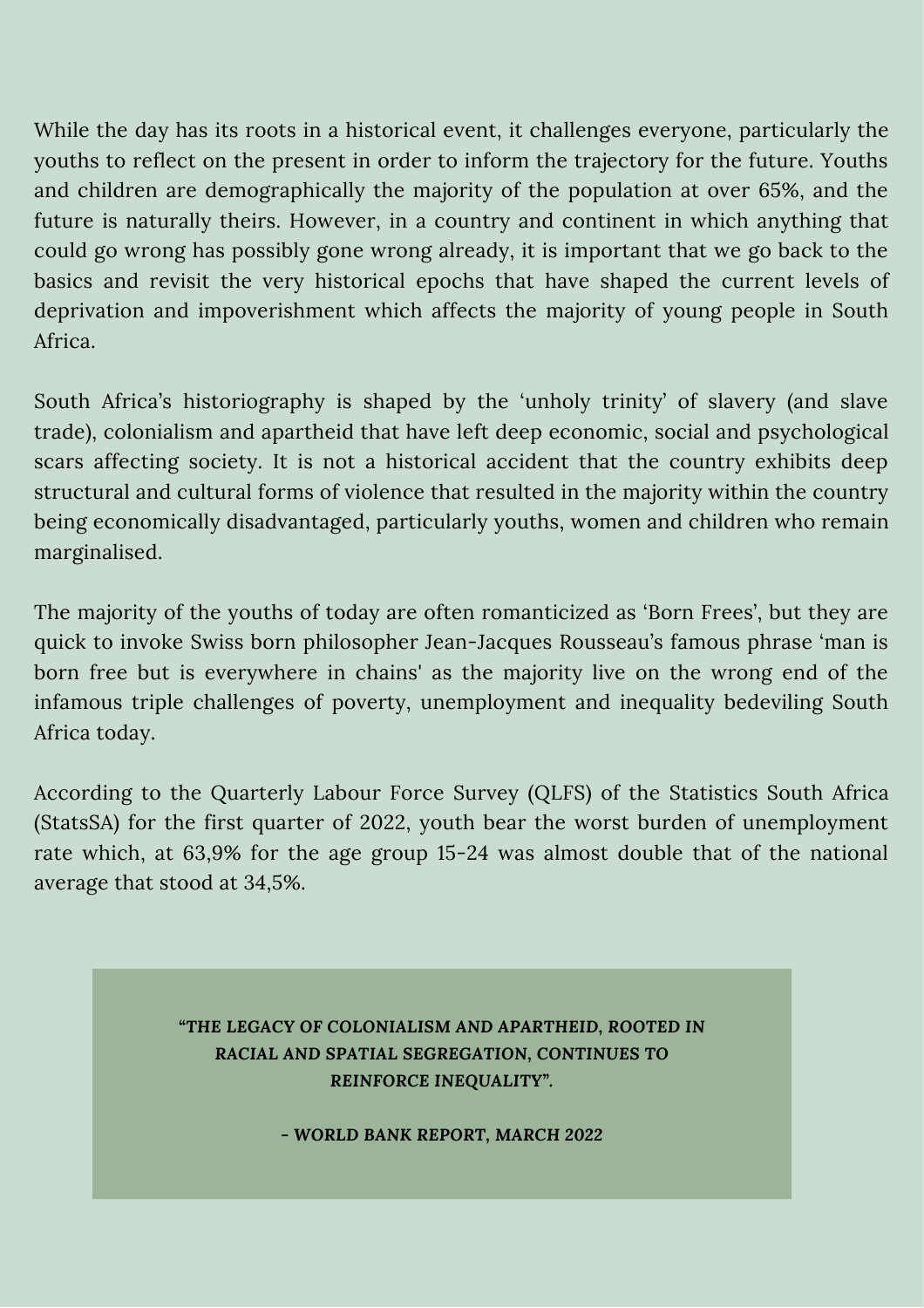While the day has its roots in a historical event, it challenges everyone, particularly the youths to reflect on the present in order to inform the trajectory for the future. Youths and children are demographically the majority of the population at over 65%, and the future is naturally theirs. However, in a country and continent in which anything that could go wrong has possibly gone wrong already, it is important that we go back to the basics and revisit the very historical epochs that have shaped the current levels of deprivation and impoverishment which affects the majority of young people in South Africa.

South Africa's historiography is shaped by the 'unholy trinity' of slavery (and slave trade), colonialism and apartheid that have left deep economic, social and psychological scars affecting society. It is not a historical accident that the country exhibits deep structural and cultural forms of violence that resulted in the majority within the country being economically disadvantaged, particularly youths, women and children who remain marginalised.

The majority of the youths of today are often romanticized as 'Born Frees', but they are quick to invoke Swiss born philosopher Jean-Jacques Rousseau's famous phrase 'man is born free but is everywhere in chains' as the majority live on the wrong end of the infamous triple challenges of poverty, unemployment and inequality bedeviling South Africa today.

According to the Quarterly Labour Force Survey (QLFS) of the Statistics South Africa (StatsSA) for the first quarter of 2022, youth bear the worst burden of unemployment rate which, at 63,9% for the age group 15-24 was almost double that of the national average that stood at 34,5%.

> ***"THE LEGACY OF COLONIALISM AND APARTHEID, ROOTED IN RACIAL AND SPATIAL SEGREGATION, CONTINUES TO REINFORCE INEQUALITY".***
>
> ***- WORLD BANK REPORT, MARCH 2022***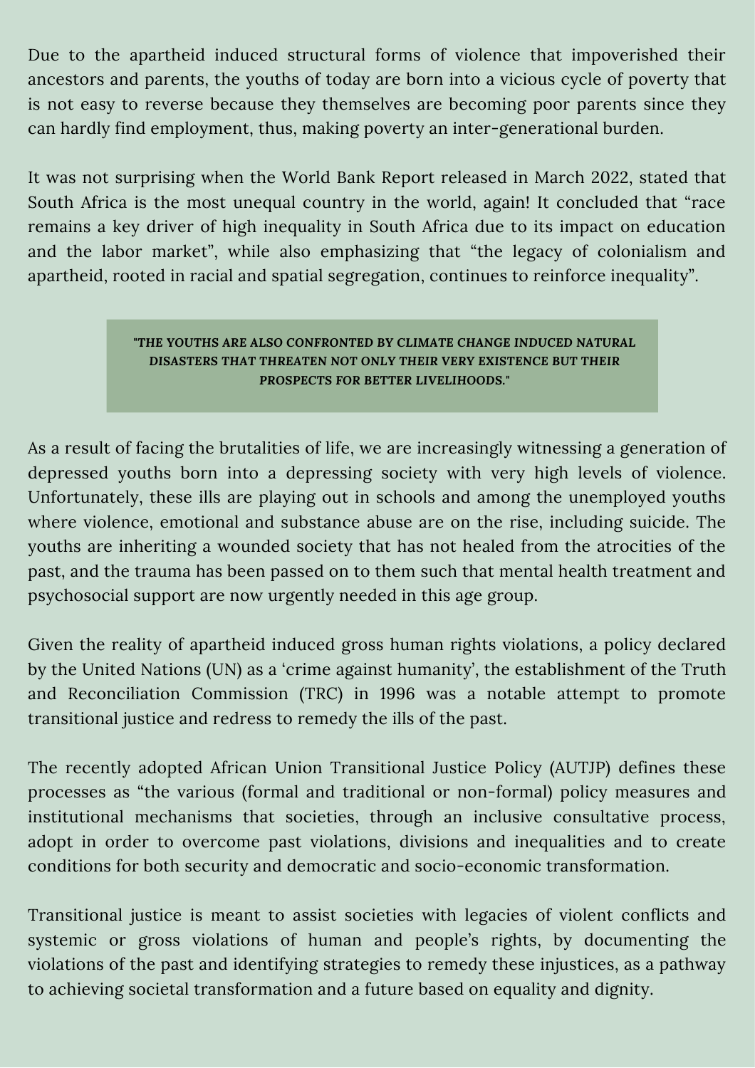Due to the apartheid induced structural forms of violence that impoverished their ancestors and parents, the youths of today are born into a vicious cycle of poverty that is not easy to reverse because they themselves are becoming poor parents since they can hardly find employment, thus, making poverty an inter-generational burden.

It was not surprising when the World Bank Report released in March 2022, stated that South Africa is the most unequal country in the world, again! It concluded that “race remains a key driver of high inequality in South Africa due to its impact on education and the labor market”, while also emphasizing that “the legacy of colonialism and apartheid, rooted in racial and spatial segregation, continues to reinforce inequality”.

> **"THE YOUTHS ARE ALSO CONFRONTED BY CLIMATE CHANGE INDUCED NATURAL DISASTERS THAT THREATEN NOT ONLY THEIR VERY EXISTENCE BUT THEIR PROSPECTS FOR BETTER LIVELIHOODS."**

As a result of facing the brutalities of life, we are increasingly witnessing a generation of depressed youths born into a depressing society with very high levels of violence. Unfortunately, these ills are playing out in schools and among the unemployed youths where violence, emotional and substance abuse are on the rise, including suicide. The youths are inheriting a wounded society that has not healed from the atrocities of the past, and the trauma has been passed on to them such that mental health treatment and psychosocial support are now urgently needed in this age group.

Given the reality of apartheid induced gross human rights violations, a policy declared by the United Nations (UN) as a ‘crime against humanity’, the establishment of the Truth and Reconciliation Commission (TRC) in 1996 was a notable attempt to promote transitional justice and redress to remedy the ills of the past.

The recently adopted African Union Transitional Justice Policy (AUTJP) defines these processes as “the various (formal and traditional or non-formal) policy measures and institutional mechanisms that societies, through an inclusive consultative process, adopt in order to overcome past violations, divisions and inequalities and to create conditions for both security and democratic and socio-economic transformation.

Transitional justice is meant to assist societies with legacies of violent conflicts and systemic or gross violations of human and people’s rights, by documenting the violations of the past and identifying strategies to remedy these injustices, as a pathway to achieving societal transformation and a future based on equality and dignity.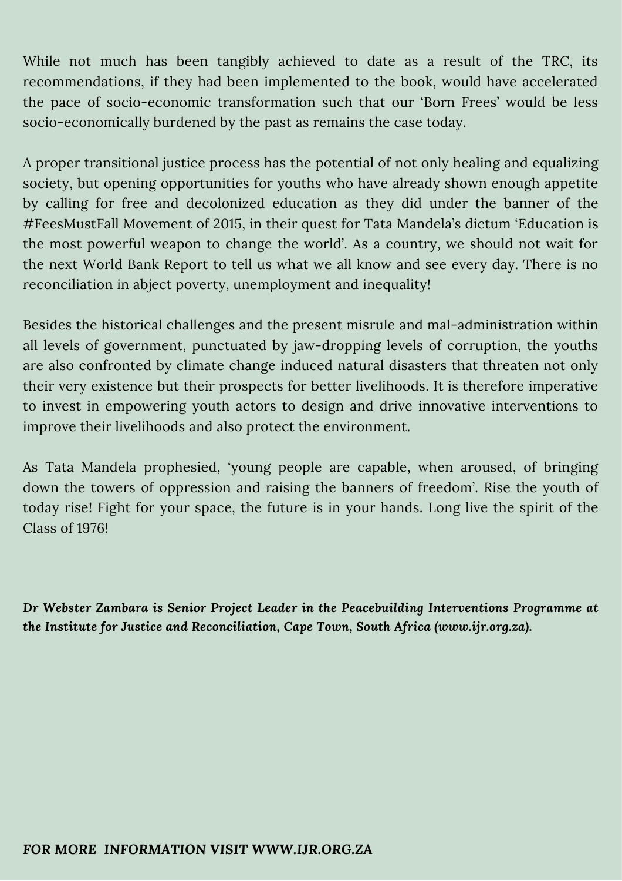While not much has been tangibly achieved to date as a result of the TRC, its recommendations, if they had been implemented to the book, would have accelerated the pace of socio-economic transformation such that our 'Born Frees' would be less socio-economically burdened by the past as remains the case today.

A proper transitional justice process has the potential of not only healing and equalizing society, but opening opportunities for youths who have already shown enough appetite by calling for free and decolonized education as they did under the banner of the #FeesMustFall Movement of 2015, in their quest for Tata Mandela's dictum 'Education is the most powerful weapon to change the world'. As a country, we should not wait for the next World Bank Report to tell us what we all know and see every day. There is no reconciliation in abject poverty, unemployment and inequality!

Besides the historical challenges and the present misrule and mal-administration within all levels of government, punctuated by jaw-dropping levels of corruption, the youths are also confronted by climate change induced natural disasters that threaten not only their very existence but their prospects for better livelihoods. It is therefore imperative to invest in empowering youth actors to design and drive innovative interventions to improve their livelihoods and also protect the environment.

As Tata Mandela prophesied, 'young people are capable, when aroused, of bringing down the towers of oppression and raising the banners of freedom'. Rise the youth of today rise! Fight for your space, the future is in your hands. Long live the spirit of the Class of 1976!

***Dr Webster Zambara is Senior Project Leader in the Peacebuilding Interventions Programme at the Institute for Justice and Reconciliation, Cape Town, South Africa (www.ijr.org.za).***

**FOR MORE INFORMATION VISIT WWW.IJR.ORG.ZA**